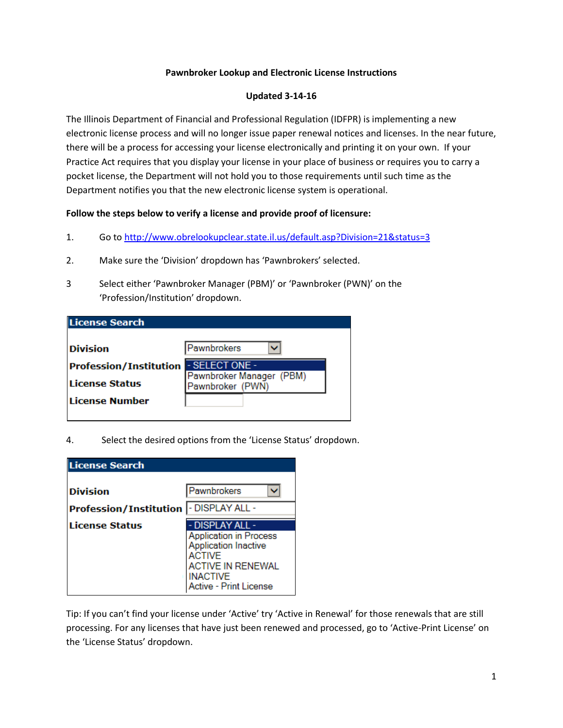**Pawnbroker Lookup and Electronic License Instructions**

**Updated 3-14-16**

The Illinois Department of Financial and Professional Regulation (IDFPR) is implementing a new electronic license process and will no longer issue paper renewal notices and licenses. In the near future, there will be a process for accessing your license electronically and printing it on your own. If your Practice Act requires that you display your license in your place of business or requires you to carry a pocket license, the Department will not hold you to those requirements until such time as the Department notifies you that the new electronic license system is operational.

**Follow the steps below to verify a license and provide proof of licensure:**

1. Go to http://www.obrelookupclear.state.il.us/default.asp?Division=21&status=3
2. Make sure the 'Division' dropdown has 'Pawnbrokers' selected.
3. Select either 'Pawnbroker Manager (PBM)' or 'Pawnbroker (PWN)' on the 'Profession/Institution' dropdown.

| License Search | |
|---|---|
| Division | Pawnbrokers |
| Profession/Institution | - SELECT ONE -<br>Pawnbroker Manager (PBM)<br>Pawnbroker (PWN) |
| License Status | |
| License Number | |

4. Select the desired options from the 'License Status' dropdown.

| License Search | |
|---|---|
| Division | Pawnbrokers |
| Profession/Institution | - DISPLAY ALL - |
| License Status | - DISPLAY ALL -<br>Application in Process<br>Application Inactive<br>ACTIVE<br>ACTIVE IN RENEWAL<br>INACTIVE<br>Active - Print License |

Tip: If you can't find your license under 'Active' try 'Active in Renewal' for those renewals that are still processing. For any licenses that have just been renewed and processed, go to 'Active-Print License' on the 'License Status' dropdown.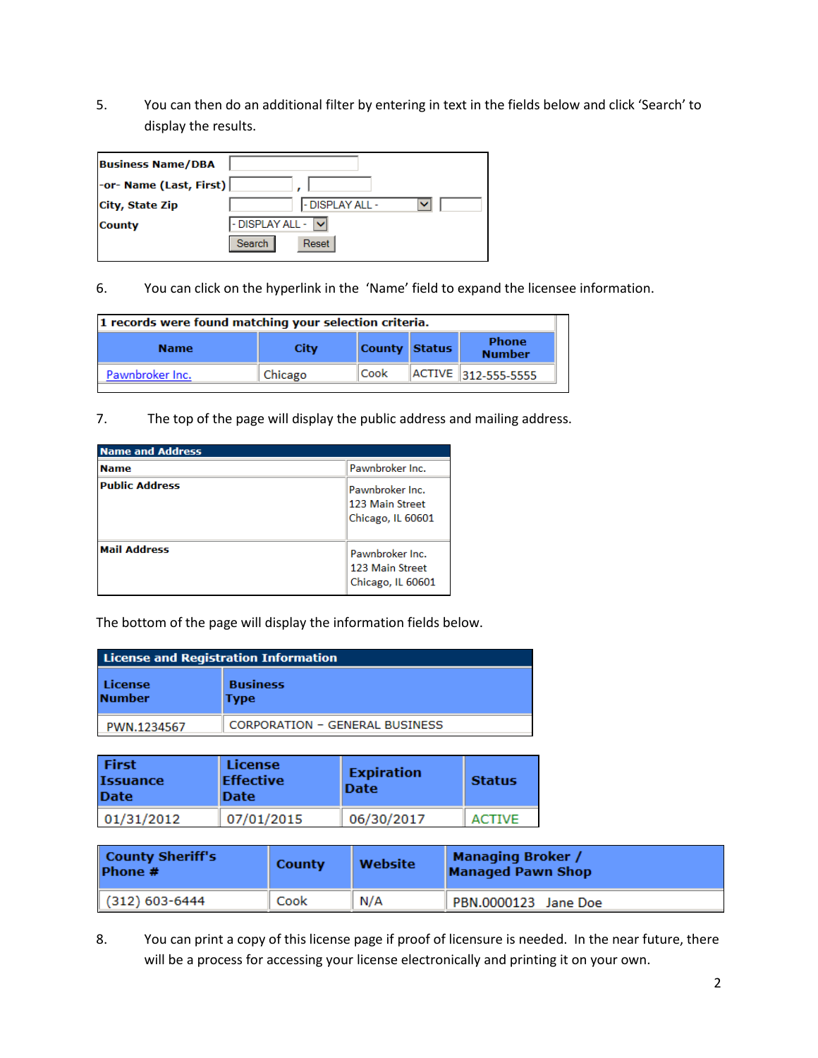5. You can then do an additional filter by entering in text in the fields below and click 'Search' to display the results.

| | | | |
|---|---|---|---|
| **Business Name/DBA** | | | |
| **-or- Name (Last, First)** | | , | |
| **City, State Zip** | | - DISPLAY ALL - | |
| **County** | - DISPLAY ALL - | | |
| | Search | Reset | |

6. You can click on the hyperlink in the 'Name' field to expand the licensee information.

**1 records were found matching your selection criteria.**

| Name | City | County | Status | Phone Number |
|---|---|---|---|---|
| Pawnbroker Inc. | Chicago | Cook | ACTIVE | 312-555-5555 |

7. The top of the page will display the public address and mailing address.

| Name and Address | |
|---|---|
| **Name** | Pawnbroker Inc. |
| **Public Address** | Pawnbroker Inc.<br>123 Main Street<br>Chicago, IL 60601 |
| **Mail Address** | Pawnbroker Inc.<br>123 Main Street<br>Chicago, IL 60601 |

The bottom of the page will display the information fields below.

**License and Registration Information**

| License Number | Business Type |
|---|---|
| PWN.1234567 | CORPORATION – GENERAL BUSINESS |

| First Issuance Date | License Effective Date | Expiration Date | Status |
|---|---|---|---|
| 01/31/2012 | 07/01/2015 | 06/30/2017 | ACTIVE |

| County Sheriff's Phone # | County | Website | Managing Broker / Managed Pawn Shop |
|---|---|---|---|
| (312) 603-6444 | Cook | N/A | PBN.0000123 Jane Doe |

8. You can print a copy of this license page if proof of licensure is needed. In the near future, there will be a process for accessing your license electronically and printing it on your own.